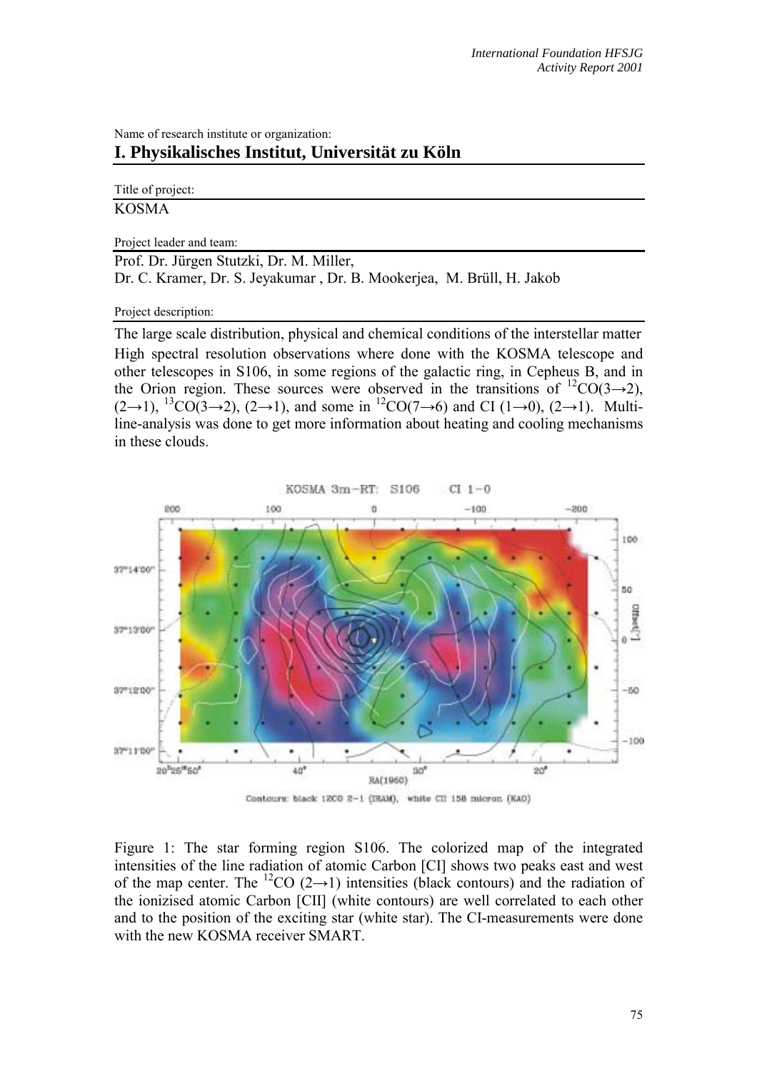Name of research institute or organization:

# I. Physikalisches Institut, Universität zu Köln

Title of project:

KOSMA

Project leader and team:

Prof. Dr. Jürgen Stutzki, Dr. M. Miller,
Dr. C. Kramer, Dr. S. Jeyakumar , Dr. B. Mookerjea, M. Brüll, H. Jakob

Project description:

The large scale distribution, physical and chemical conditions of the interstellar matter

High spectral resolution observations where done with the KOSMA telescope and other telescopes in S106, in some regions of the galactic ring, in Cepheus B, and in the Orion region. These sources were observed in the transitions of $^{12}CO(3\rightarrow2)$, $(2\rightarrow1)$, $^{13}CO(3\rightarrow2)$, $(2\rightarrow1)$, and some in $^{12}CO(7\rightarrow6)$ and CI $(1\rightarrow0)$, $(2\rightarrow1)$. Multi-line-analysis was done to get more information about heating and cooling mechanisms in these clouds.

Figure 1: The star forming region S106. The colorized map of the integrated intensities of the line radiation of atomic Carbon [CI] shows two peaks east and west of the map center. The $^{12}CO$ $(2\rightarrow1)$ intensities (black contours) and the radiation of the ionizised atomic Carbon [CII] (white contours) are well correlated to each other and to the position of the exciting star (white star). The CI-measurements were done with the new KOSMA receiver SMART.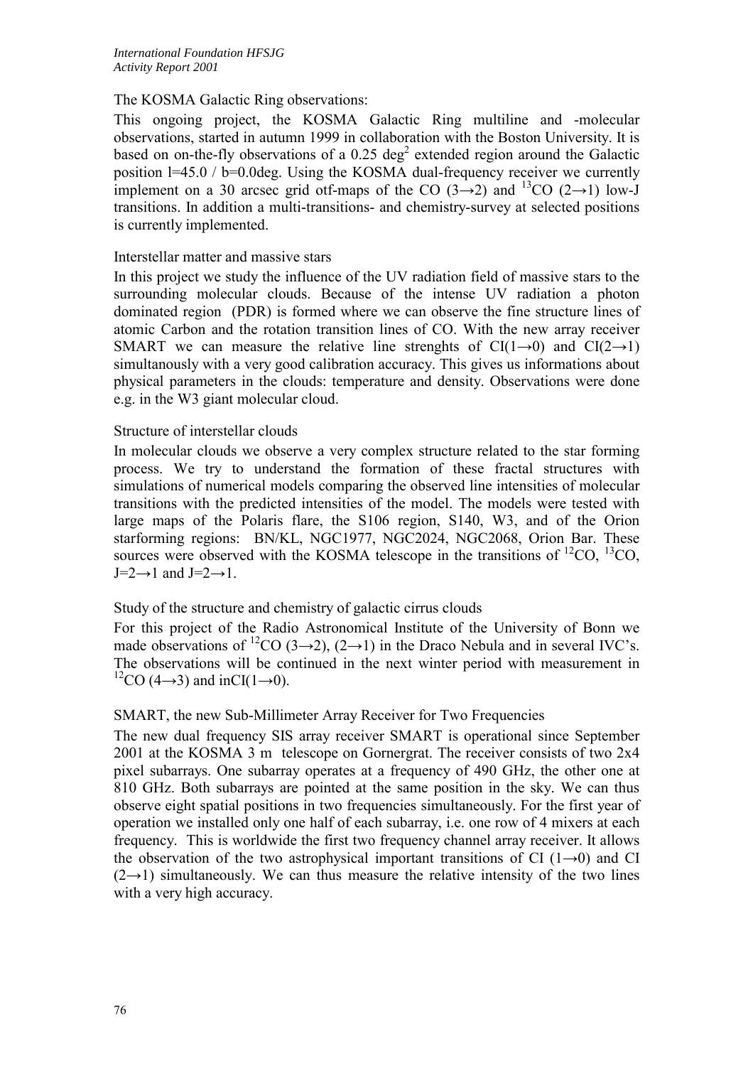## The KOSMA Galactic Ring observations:

This ongoing project, the KOSMA Galactic Ring multiline and -molecular observations, started in autumn 1999 in collaboration with the Boston University. It is based on on-the-fly observations of a 0.25 $deg^2$ extended region around the Galactic position l=45.0 / b=0.0deg. Using the KOSMA dual-frequency receiver we currently implement on a 30 arcsec grid otf-maps of the CO (3→2) and $^{13}CO$ (2→1) low-J transitions. In addition a multi-transitions- and chemistry-survey at selected positions is currently implemented.

## Interstellar matter and massive stars

In this project we study the influence of the UV radiation field of massive stars to the surrounding molecular clouds. Because of the intense UV radiation a photon dominated region (PDR) is formed where we can observe the fine structure lines of atomic Carbon and the rotation transition lines of CO. With the new array receiver SMART we can measure the relative line strenghts of CI(1→0) and CI(2→1) simultanously with a very good calibration accuracy. This gives us informations about physical parameters in the clouds: temperature and density. Observations were done e.g. in the W3 giant molecular cloud.

## Structure of interstellar clouds

In molecular clouds we observe a very complex structure related to the star forming process. We try to understand the formation of these fractal structures with simulations of numerical models comparing the observed line intensities of molecular transitions with the predicted intensities of the model. The models were tested with large maps of the Polaris flare, the S106 region, S140, W3, and of the Orion starforming regions: BN/KL, NGC1977, NGC2024, NGC2068, Orion Bar. These sources were observed with the KOSMA telescope in the transitions of $^{12}CO$, $^{13}CO$, J=2→1 and J=2→1.

## Study of the structure and chemistry of galactic cirrus clouds

For this project of the Radio Astronomical Institute of the University of Bonn we made observations of $^{12}CO$ (3→2), (2→1) in the Draco Nebula and in several IVC's. The observations will be continued in the next winter period with measurement in $^{12}CO$ (4→3) and inCI(1→0).

## SMART, the new Sub-Millimeter Array Receiver for Two Frequencies

The new dual frequency SIS array receiver SMART is operational since September 2001 at the KOSMA 3 m telescope on Gornergrat. The receiver consists of two 2x4 pixel subarrays. One subarray operates at a frequency of 490 GHz, the other one at 810 GHz. Both subarrays are pointed at the same position in the sky. We can thus observe eight spatial positions in two frequencies simultaneously. For the first year of operation we installed only one half of each subarray, i.e. one row of 4 mixers at each frequency. This is worldwide the first two frequency channel array receiver. It allows the observation of the two astrophysical important transitions of CI (1→0) and CI (2→1) simultaneously. We can thus measure the relative intensity of the two lines with a very high accuracy.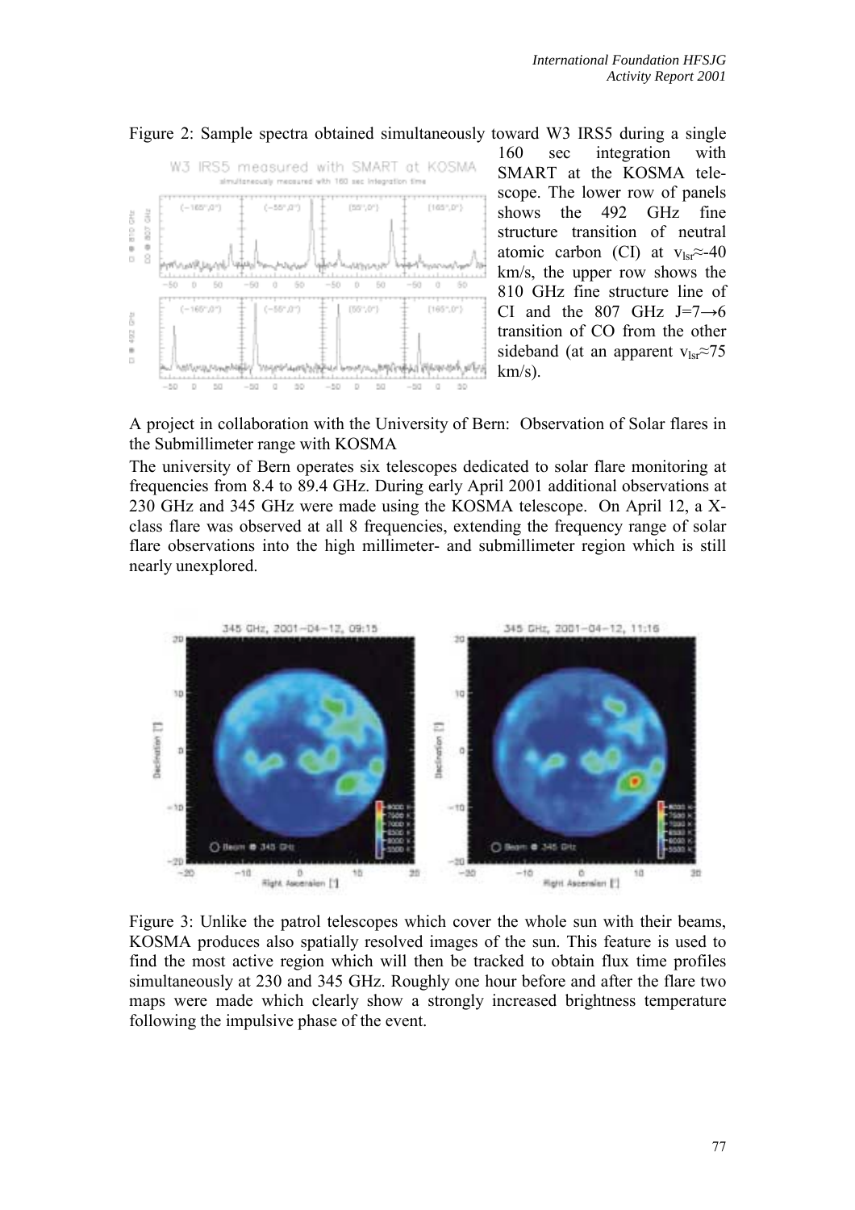Figure 2: Sample spectra obtained simultaneously toward W3 IRS5 during a single 160 sec integration with SMART at the KOSMA telescope. The lower row of panels shows the 492 GHz fine structure transition of neutral atomic carbon (CI) at $v_{lsr}$≈-40 km/s, the upper row shows the 810 GHz fine structure line of CI and the 807 GHz J=7→6 transition of CO from the other sideband (at an apparent $v_{lsr}$≈75 km/s).

A project in collaboration with the University of Bern: Observation of Solar flares in the Submillimeter range with KOSMA

The university of Bern operates six telescopes dedicated to solar flare monitoring at frequencies from 8.4 to 89.4 GHz. During early April 2001 additional observations at 230 GHz and 345 GHz were made using the KOSMA telescope. On April 12, a X-class flare was observed at all 8 frequencies, extending the frequency range of solar flare observations into the high millimeter- and submillimeter region which is still nearly unexplored.

Figure 3: Unlike the patrol telescopes which cover the whole sun with their beams, KOSMA produces also spatially resolved images of the sun. This feature is used to find the most active region which will then be tracked to obtain flux time profiles simultaneously at 230 and 345 GHz. Roughly one hour before and after the flare two maps were made which clearly show a strongly increased brightness temperature following the impulsive phase of the event.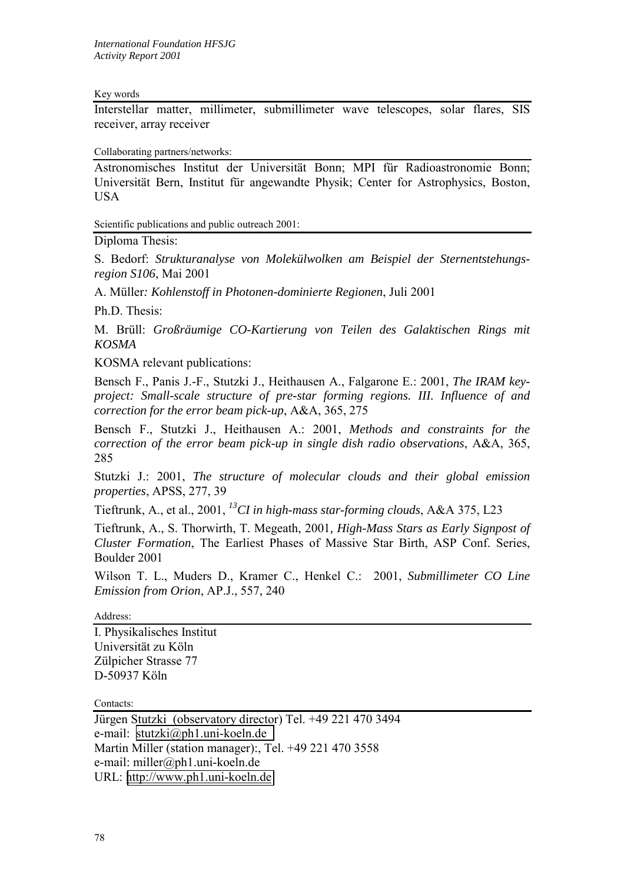Key words

Interstellar matter, millimeter, submillimeter wave telescopes, solar flares, SIS receiver, array receiver

Collaborating partners/networks:

Astronomisches Institut der Universität Bonn; MPI für Radioastronomie Bonn; Universität Bern, Institut für angewandte Physik; Center for Astrophysics, Boston, USA

Scientific publications and public outreach 2001:

Diploma Thesis:

S. Bedorf: *Strukturanalyse von Molekülwolken am Beispiel der Sternentstehungs-region S106*, Mai 2001

A. Müller*: Kohlenstoff in Photonen-dominierte Regionen*, Juli 2001

Ph.D. Thesis:

M. Brüll: *Großräumige CO-Kartierung von Teilen des Galaktischen Rings mit KOSMA*

KOSMA relevant publications:

Bensch F., Panis J.-F., Stutzki J., Heithausen A., Falgarone E.: 2001, *The IRAM key-project: Small-scale structure of pre-star forming regions. III. Influence of and correction for the error beam pick-up*, A&A, 365, 275

Bensch F., Stutzki J., Heithausen A.: 2001, *Methods and constraints for the correction of the error beam pick-up in single dish radio observations*, A&A, 365, 285

Stutzki J.: 2001, *The structure of molecular clouds and their global emission properties*, APSS, 277, 39

Tieftrunk, A., et al., 2001, *$^{13}$CI in high-mass star-forming clouds*, A&A 375, L23

Tieftrunk, A., S. Thorwirth, T. Megeath, 2001*, High-Mass Stars as Early Signpost of Cluster Formation*, The Earliest Phases of Massive Star Birth, ASP Conf. Series, Boulder 2001

Wilson T. L., Muders D., Kramer C., Henkel C.: 2001, *Submillimeter CO Line Emission from Orion*, AP.J., 557, 240

Address:

I. Physikalisches Institut  
Universität zu Köln  
Zülpicher Strasse 77  
D-50937 Köln

Contacts:

Jürgen Stutzki (observatory director) Tel. +49 221 470 3494  
e-mail: stutzki@ph1.uni-koeln.de  
Martin Miller (station manager):, Tel. +49 221 470 3558  
e-mail: miller@ph1.uni-koeln.de  
URL: http://www.ph1.uni-koeln.de